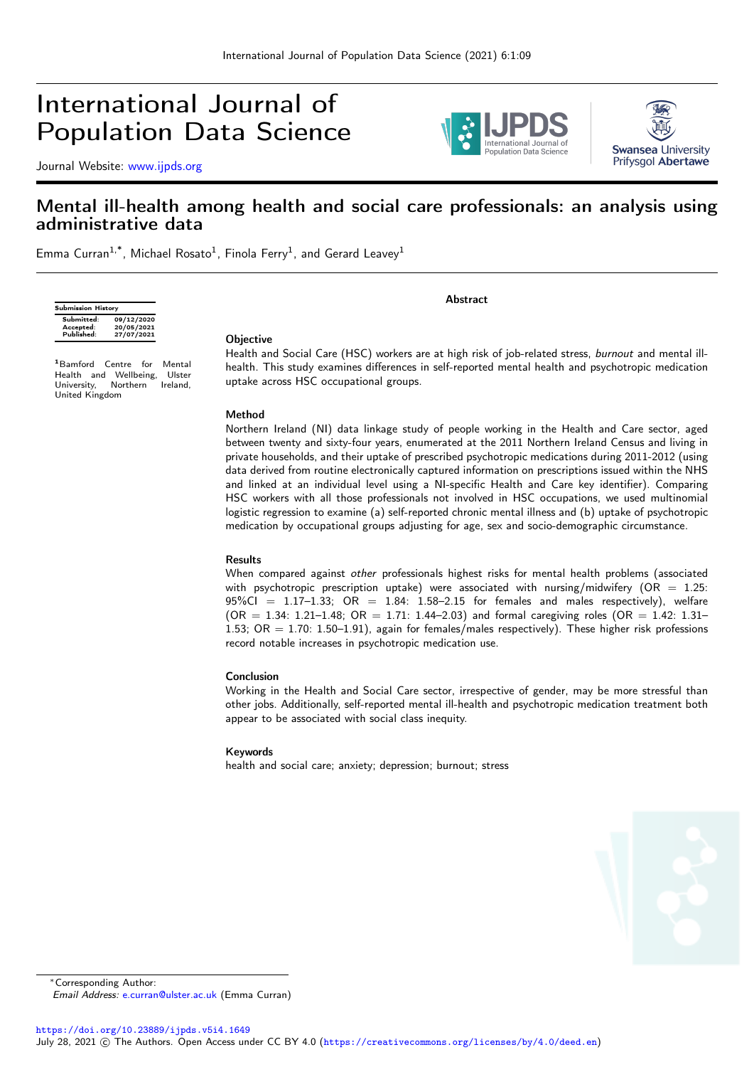# Mental ill-health among health and social care professionals: an analysis using administrative data

Emma Curran[1,*], Michael Rosato[1], Finola Ferry[1], and Gerard Leavey[1]

| Submission History | |
|---|---|
| Submitted: | 09/12/2020 |
| Accepted: | 20/05/2021 |
| Published: | 27/07/2021 |

[1]Bamford Centre for Mental Health and Wellbeing, Ulster University, Northern Ireland, United Kingdom

## Abstract

### Objective

Health and Social Care (HSC) workers are at high risk of job-related stress, *burnout* and mental ill-health. This study examines differences in self-reported mental health and psychotropic medication uptake across HSC occupational groups.

### Method

Northern Ireland (NI) data linkage study of people working in the Health and Care sector, aged between twenty and sixty-four years, enumerated at the 2011 Northern Ireland Census and living in private households, and their uptake of prescribed psychotropic medications during 2011-2012 (using data derived from routine electronically captured information on prescriptions issued within the NHS and linked at an individual level using a NI-specific Health and Care key identifier). Comparing HSC workers with all those professionals not involved in HSC occupations, we used multinomial logistic regression to examine (a) self-reported chronic mental illness and (b) uptake of psychotropic medication by occupational groups adjusting for age, sex and socio-demographic circumstance.

### Results

When compared against *other* professionals highest risks for mental health problems (associated with psychotropic prescription uptake) were associated with nursing/midwifery (OR = 1.25: 95%CI = 1.17–1.33; OR = 1.84: 1.58–2.15 for females and males respectively), welfare (OR = 1.34: 1.21–1.48; OR = 1.71: 1.44–2.03) and formal caregiving roles (OR = 1.42: 1.31–1.53; OR = 1.70: 1.50–1.91), again for females/males respectively). These higher risk professions record notable increases in psychotropic medication use.

### Conclusion

Working in the Health and Social Care sector, irrespective of gender, may be more stressful than other jobs. Additionally, self-reported mental ill-health and psychotropic medication treatment both appear to be associated with social class inequity.

### Keywords

health and social care; anxiety; depression; burnout; stress

*Corresponding Author:
*Email Address:* e.curran@ulster.ac.uk (Emma Curran)

https://doi.org/10.23889/ijpds.v5i4.1649
July 28, 2021 © The Authors. Open Access under CC BY 4.0 (https://creativecommons.org/licenses/by/4.0/deed.en)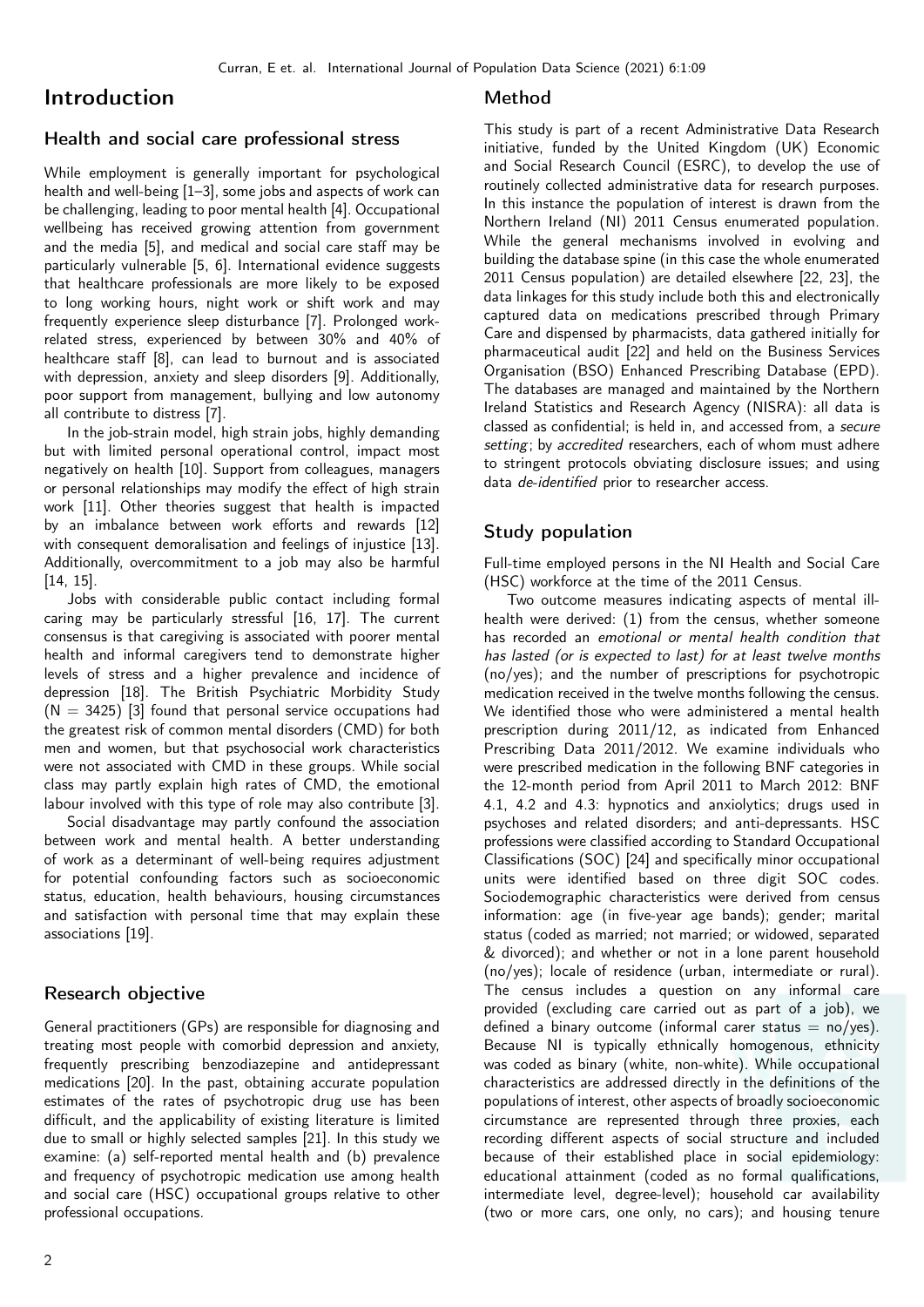# Introduction

## Health and social care professional stress

While employment is generally important for psychological health and well-being [1–3], some jobs and aspects of work can be challenging, leading to poor mental health [4]. Occupational wellbeing has received growing attention from government and the media [5], and medical and social care staff may be particularly vulnerable [5, 6]. International evidence suggests that healthcare professionals are more likely to be exposed to long working hours, night work or shift work and may frequently experience sleep disturbance [7]. Prolonged work-related stress, experienced by between 30% and 40% of healthcare staff [8], can lead to burnout and is associated with depression, anxiety and sleep disorders [9]. Additionally, poor support from management, bullying and low autonomy all contribute to distress [7].

In the job-strain model, high strain jobs, highly demanding but with limited personal operational control, impact most negatively on health [10]. Support from colleagues, managers or personal relationships may modify the effect of high strain work [11]. Other theories suggest that health is impacted by an imbalance between work efforts and rewards [12] with consequent demoralisation and feelings of injustice [13]. Additionally, overcommitment to a job may also be harmful [14, 15].

Jobs with considerable public contact including formal caring may be particularly stressful [16, 17]. The current consensus is that caregiving is associated with poorer mental health and informal caregivers tend to demonstrate higher levels of stress and a higher prevalence and incidence of depression [18]. The British Psychiatric Morbidity Study (N = 3425) [3] found that personal service occupations had the greatest risk of common mental disorders (CMD) for both men and women, but that psychosocial work characteristics were not associated with CMD in these groups. While social class may partly explain high rates of CMD, the emotional labour involved with this type of role may also contribute [3].

Social disadvantage may partly confound the association between work and mental health. A better understanding of work as a determinant of well-being requires adjustment for potential confounding factors such as socioeconomic status, education, health behaviours, housing circumstances and satisfaction with personal time that may explain these associations [19].

## Research objective

General practitioners (GPs) are responsible for diagnosing and treating most people with comorbid depression and anxiety, frequently prescribing benzodiazepine and antidepressant medications [20]. In the past, obtaining accurate population estimates of the rates of psychotropic drug use has been difficult, and the applicability of existing literature is limited due to small or highly selected samples [21]. In this study we examine: (a) self-reported mental health and (b) prevalence and frequency of psychotropic medication use among health and social care (HSC) occupational groups relative to other professional occupations.

# Method

This study is part of a recent Administrative Data Research initiative, funded by the United Kingdom (UK) Economic and Social Research Council (ESRC), to develop the use of routinely collected administrative data for research purposes. In this instance the population of interest is drawn from the Northern Ireland (NI) 2011 Census enumerated population. While the general mechanisms involved in evolving and building the database spine (in this case the whole enumerated 2011 Census population) are detailed elsewhere [22, 23], the data linkages for this study include both this and electronically captured data on medications prescribed through Primary Care and dispensed by pharmacists, data gathered initially for pharmaceutical audit [22] and held on the Business Services Organisation (BSO) Enhanced Prescribing Database (EPD). The databases are managed and maintained by the Northern Ireland Statistics and Research Agency (NISRA): all data is classed as confidential; is held in, and accessed from, a *secure setting*; by *accredited* researchers, each of whom must adhere to stringent protocols obviating disclosure issues; and using data *de-identified* prior to researcher access.

## Study population

Full-time employed persons in the NI Health and Social Care (HSC) workforce at the time of the 2011 Census.

Two outcome measures indicating aspects of mental ill-health were derived: (1) from the census, whether someone has recorded an *emotional or mental health condition that has lasted (or is expected to last) for at least twelve months* (no/yes); and the number of prescriptions for psychotropic medication received in the twelve months following the census. We identified those who were administered a mental health prescription during 2011/12, as indicated from Enhanced Prescribing Data 2011/2012. We examine individuals who were prescribed medication in the following BNF categories in the 12-month period from April 2011 to March 2012: BNF 4.1, 4.2 and 4.3: hypnotics and anxiolytics; drugs used in psychoses and related disorders; and anti-depressants. HSC professions were classified according to Standard Occupational Classifications (SOC) [24] and specifically minor occupational units were identified based on three digit SOC codes. Sociodemographic characteristics were derived from census information: age (in five-year age bands); gender; marital status (coded as married; not married; or widowed, separated & divorced); and whether or not in a lone parent household (no/yes); locale of residence (urban, intermediate or rural). The census includes a question on any informal care provided (excluding care carried out as part of a job), we defined a binary outcome (informal carer status = no/yes). Because NI is typically ethnically homogenous, ethnicity was coded as binary (white, non-white). While occupational characteristics are addressed directly in the definitions of the populations of interest, other aspects of broadly socioeconomic circumstance are represented through three proxies, each recording different aspects of social structure and included because of their established place in social epidemiology: educational attainment (coded as no formal qualifications, intermediate level, degree-level); household car availability (two or more cars, one only, no cars); and housing tenure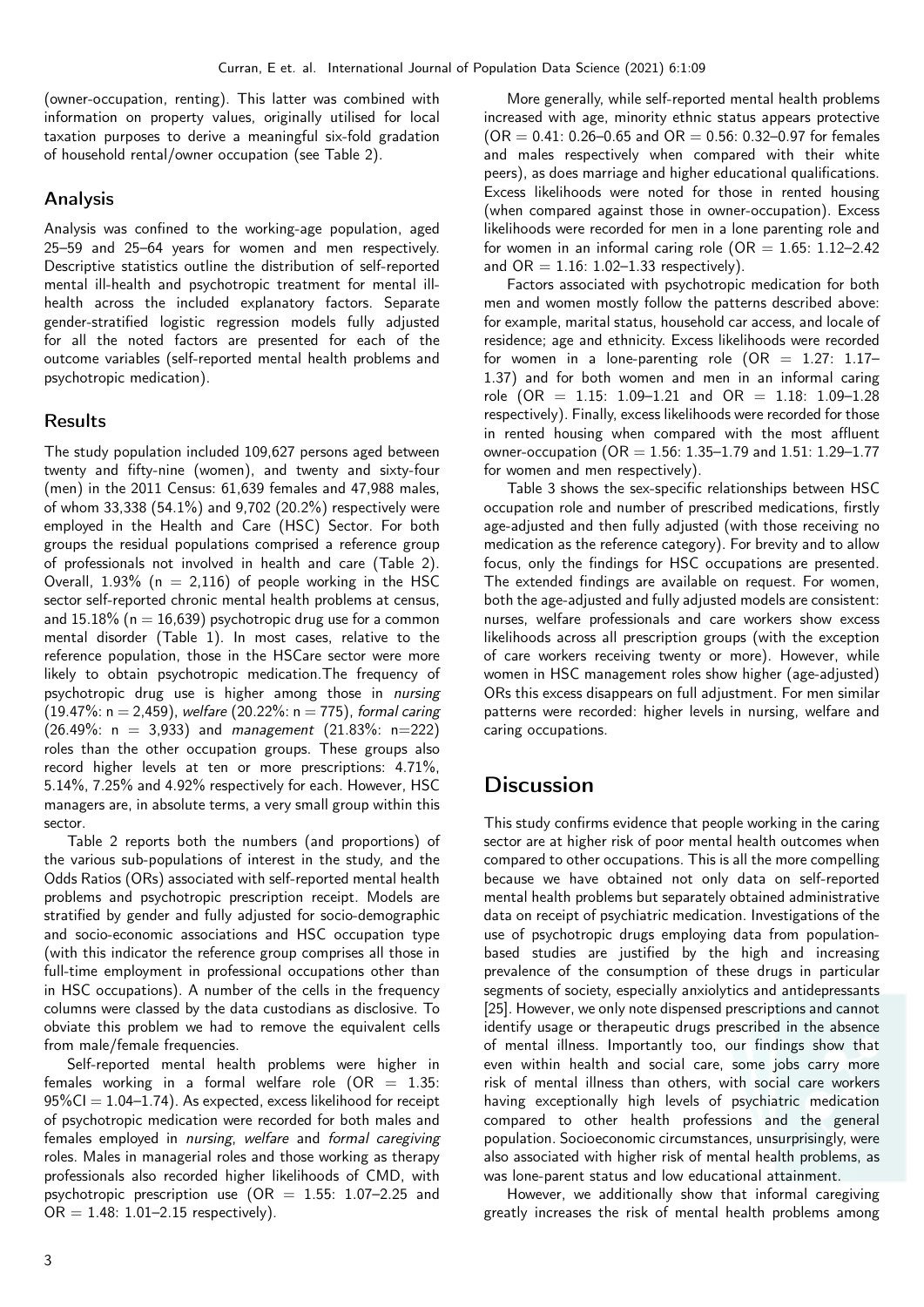(owner-occupation, renting). This latter was combined with information on property values, originally utilised for local taxation purposes to derive a meaningful six-fold gradation of household rental/owner occupation (see Table 2).

## Analysis

Analysis was confined to the working-age population, aged 25–59 and 25–64 years for women and men respectively. Descriptive statistics outline the distribution of self-reported mental ill-health and psychotropic treatment for mental ill-health across the included explanatory factors. Separate gender-stratified logistic regression models fully adjusted for all the noted factors are presented for each of the outcome variables (self-reported mental health problems and psychotropic medication).

## Results

The study population included 109,627 persons aged between twenty and fifty-nine (women), and twenty and sixty-four (men) in the 2011 Census: 61,639 females and 47,988 males, of whom 33,338 (54.1%) and 9,702 (20.2%) respectively were employed in the Health and Care (HSC) Sector. For both groups the residual populations comprised a reference group of professionals not involved in health and care (Table 2). Overall, 1.93% (n = 2,116) of people working in the HSC sector self-reported chronic mental health problems at census, and 15.18% (n = 16,639) psychotropic drug use for a common mental disorder (Table 1). In most cases, relative to the reference population, those in the HSCare sector were more likely to obtain psychotropic medication.The frequency of psychotropic drug use is higher among those in *nursing* (19.47%: n = 2,459), *welfare* (20.22%: n = 775), *formal caring* (26.49%: n = 3,933) and *management* (21.83%: n=222) roles than the other occupation groups. These groups also record higher levels at ten or more prescriptions: 4.71%, 5.14%, 7.25% and 4.92% respectively for each. However, HSC managers are, in absolute terms, a very small group within this sector.

Table 2 reports both the numbers (and proportions) of the various sub-populations of interest in the study, and the Odds Ratios (ORs) associated with self-reported mental health problems and psychotropic prescription receipt. Models are stratified by gender and fully adjusted for socio-demographic and socio-economic associations and HSC occupation type (with this indicator the reference group comprises all those in full-time employment in professional occupations other than in HSC occupations). A number of the cells in the frequency columns were classed by the data custodians as disclosive. To obviate this problem we had to remove the equivalent cells from male/female frequencies.

Self-reported mental health problems were higher in females working in a formal welfare role (OR = 1.35: 95%CI = 1.04–1.74). As expected, excess likelihood for receipt of psychotropic medication were recorded for both males and females employed in *nursing*, *welfare* and *formal caregiving* roles. Males in managerial roles and those working as therapy professionals also recorded higher likelihoods of CMD, with psychotropic prescription use (OR = 1.55: 1.07–2.25 and OR = 1.48: 1.01–2.15 respectively).

More generally, while self-reported mental health problems increased with age, minority ethnic status appears protective (OR = 0.41: 0.26–0.65 and OR = 0.56: 0.32–0.97 for females and males respectively when compared with their white peers), as does marriage and higher educational qualifications. Excess likelihoods were noted for those in rented housing (when compared against those in owner-occupation). Excess likelihoods were recorded for men in a lone parenting role and for women in an informal caring role (OR = 1.65: 1.12–2.42 and OR = 1.16: 1.02–1.33 respectively).

Factors associated with psychotropic medication for both men and women mostly follow the patterns described above: for example, marital status, household car access, and locale of residence; age and ethnicity. Excess likelihoods were recorded for women in a lone-parenting role (OR = 1.27: 1.17–1.37) and for both women and men in an informal caring role (OR = 1.15: 1.09–1.21 and OR = 1.18: 1.09–1.28 respectively). Finally, excess likelihoods were recorded for those in rented housing when compared with the most affluent owner-occupation (OR = 1.56: 1.35–1.79 and 1.51: 1.29–1.77 for women and men respectively).

Table 3 shows the sex-specific relationships between HSC occupation role and number of prescribed medications, firstly age-adjusted and then fully adjusted (with those receiving no medication as the reference category). For brevity and to allow focus, only the findings for HSC occupations are presented. The extended findings are available on request. For women, both the age-adjusted and fully adjusted models are consistent: nurses, welfare professionals and care workers show excess likelihoods across all prescription groups (with the exception of care workers receiving twenty or more). However, while women in HSC management roles show higher (age-adjusted) ORs this excess disappears on full adjustment. For men similar patterns were recorded: higher levels in nursing, welfare and caring occupations.

# Discussion

This study confirms evidence that people working in the caring sector are at higher risk of poor mental health outcomes when compared to other occupations. This is all the more compelling because we have obtained not only data on self-reported mental health problems but separately obtained administrative data on receipt of psychiatric medication. Investigations of the use of psychotropic drugs employing data from population-based studies are justified by the high and increasing prevalence of the consumption of these drugs in particular segments of society, especially anxiolytics and antidepressants [25]. However, we only note dispensed prescriptions and cannot identify usage or therapeutic drugs prescribed in the absence of mental illness. Importantly too, our findings show that even within health and social care, some jobs carry more risk of mental illness than others, with social care workers having exceptionally high levels of psychiatric medication compared to other health professions and the general population. Socioeconomic circumstances, unsurprisingly, were also associated with higher risk of mental health problems, as was lone-parent status and low educational attainment.

However, we additionally show that informal caregiving greatly increases the risk of mental health problems among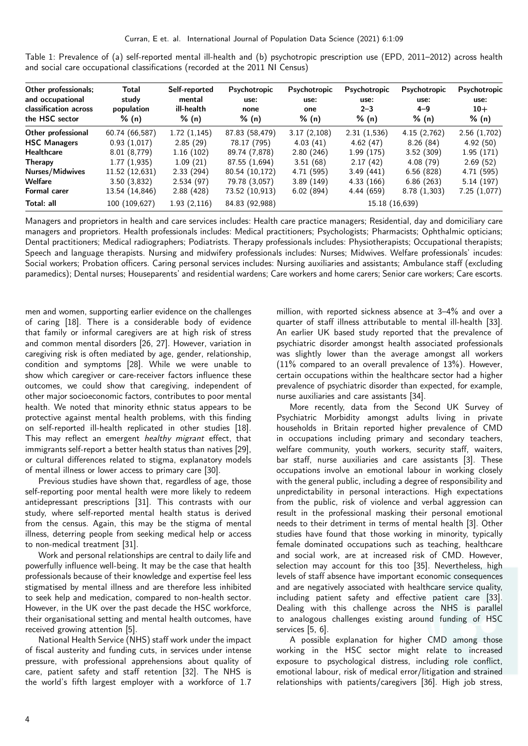Table 1: Prevalence of (a) self-reported mental ill-health and (b) psychotropic prescription use (EPD, 2011–2012) across health and social care occupational classifications (recorded at the 2011 NI Census)

| Other professionals; and occupational classification across the HSC sector | Total study population % (n) | Self-reported mental ill-health % (n) | Psychotropic use: none % (n) | Psychotropic use: one % (n) | Psychotropic use: 2–3 % (n) | Psychotropic use: 4–9 % (n) | Psychotropic use: 10+ % (n) |
|---|---|---|---|---|---|---|---|
| **Other professional** | 60.74 (66,587) | 1.72 (1,145) | 87.83 (58,479) | 3.17 (2,108) | 2.31 (1,536) | 4.15 (2,762) | 2.56 (1,702) |
| **HSC Managers** | 0.93 (1,017) | 2.85 (29) | 78.17 (795) | 4.03 (41) | 4.62 (47) | 8.26 (84) | 4.92 (50) |
| **Healthcare** | 8.01 (8,779) | 1.16 (102) | 89.74 (7,878) | 2.80 (246) | 1.99 (175) | 3.52 (309) | 1.95 (171) |
| **Therapy** | 1.77 (1,935) | 1.09 (21) | 87.55 (1,694) | 3.51 (68) | 2.17 (42) | 4.08 (79) | 2.69 (52) |
| **Nurses/Midwives** | 11.52 (12,631) | 2.33 (294) | 80.54 (10,172) | 4.71 (595) | 3.49 (441) | 6.56 (828) | 4.71 (595) |
| **Welfare** | 3.50 (3,832) | 2.534 (97) | 79.78 (3,057) | 3.89 (149) | 4.33 (166) | 6.86 (263) | 5.14 (197) |
| **Formal carer** | 13.54 (14,846) | 2.88 (428) | 73.52 (10,913) | 6.02 (894) | 4.44 (659) | 8.78 (1,303) | 7.25 (1,077) |
| **Total: all** | 100 (109,627) | 1.93 (2,116) | 84.83 (92,988) | 15.18 (16,639) | | | |

Managers and proprietors in health and care services includes: Health care practice managers; Residential, day and domiciliary care managers and proprietors. Health professionals includes: Medical practitioners; Psychologists; Pharmacists; Ophthalmic opticians; Dental practitioners; Medical radiographers; Podiatrists. Therapy professionals includes: Physiotherapists; Occupational therapists; Speech and language therapists. Nursing and midwifery professionals includes: Nurses; Midwives. Welfare professionals' incudes: Social workers; Probation officers. Caring personal services includes: Nursing auxiliaries and assistants; Ambulance staff (excluding paramedics); Dental nurses; Houseparents' and residential wardens; Care workers and home carers; Senior care workers; Care escorts.

men and women, supporting earlier evidence on the challenges of caring [18]. There is a considerable body of evidence that family or informal caregivers are at high risk of stress and common mental disorders [26, 27]. However, variation in caregiving risk is often mediated by age, gender, relationship, condition and symptoms [28]. While we were unable to show which caregiver or care-receiver factors influence these outcomes, we could show that caregiving, independent of other major socioeconomic factors, contributes to poor mental health. We noted that minority ethnic status appears to be protective against mental health problems, with this finding on self-reported ill-health replicated in other studies [18]. This may reflect an emergent *healthy migrant* effect, that immigrants self-report a better health status than natives [29], or cultural differences related to stigma, explanatory models of mental illness or lower access to primary care [30].

Previous studies have shown that, regardless of age, those self-reporting poor mental health were more likely to redeem antidepressant prescriptions [31]. This contrasts with our study, where self-reported mental health status is derived from the census. Again, this may be the stigma of mental illness, deterring people from seeking medical help or access to non-medical treatment [31].

Work and personal relationships are central to daily life and powerfully influence well-being. It may be the case that health professionals because of their knowledge and expertise feel less stigmatised by mental illness and are therefore less inhibited to seek help and medication, compared to non-health sector. However, in the UK over the past decade the HSC workforce, their organisational setting and mental health outcomes, have received growing attention [5].

National Health Service (NHS) staff work under the impact of fiscal austerity and funding cuts, in services under intense pressure, with professional apprehensions about quality of care, patient safety and staff retention [32]. The NHS is the world's fifth largest employer with a workforce of 1.7 million, with reported sickness absence at 3–4% and over a quarter of staff illness attributable to mental ill-health [33]. An earlier UK based study reported that the prevalence of psychiatric disorder amongst health associated professionals was slightly lower than the average amongst all workers (11% compared to an overall prevalence of 13%). However, certain occupations within the healthcare sector had a higher prevalence of psychiatric disorder than expected, for example, nurse auxiliaries and care assistants [34].

More recently, data from the Second UK Survey of Psychiatric Morbidity amongst adults living in private households in Britain reported higher prevalence of CMD in occupations including primary and secondary teachers, welfare community, youth workers, security staff, waiters, bar staff, nurse auxiliaries and care assistants [3]. These occupations involve an emotional labour in working closely with the general public, including a degree of responsibility and unpredictability in personal interactions. High expectations from the public, risk of violence and verbal aggression can result in the professional masking their personal emotional needs to their detriment in terms of mental health [3]. Other studies have found that those working in minority, typically female dominated occupations such as teaching, healthcare and social work, are at increased risk of CMD. However, selection may account for this too [35]. Nevertheless, high levels of staff absence have important economic consequences and are negatively associated with healthcare service quality, including patient safety and effective patient care [33]. Dealing with this challenge across the NHS is parallel to analogous challenges existing around funding of HSC services [5, 6].

A possible explanation for higher CMD among those working in the HSC sector might relate to increased exposure to psychological distress, including role conflict, emotional labour, risk of medical error/litigation and strained relationships with patients/caregivers [36]. High job stress,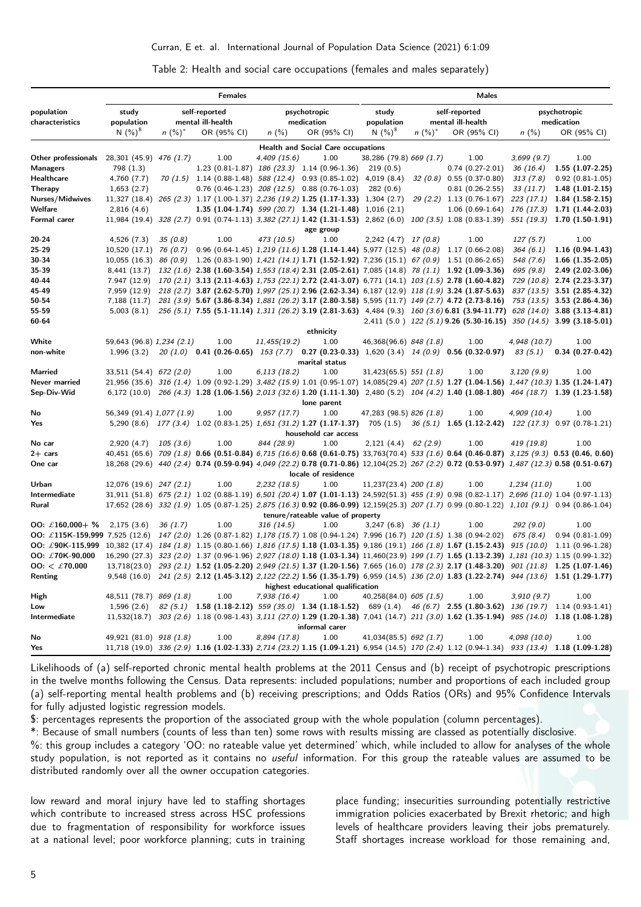Table 2: Health and social care occupations (females and males separately)

| population characteristics | Females | | | | | Males | | | | |
|---|---|---|---|---|---|---|---|---|---|---|
| | study population | self-reported mental ill-health | | psychotropic medication | | study population | self-reported mental ill-health | | psychotropic medication | |
| | N (%)$ | n (%)* | OR (95% CI) | n (%) | OR (95% CI) | N (%)$ | n (%)* | OR (95% CI) | n (%) | OR (95% CI) |
| **Health and Social Care occupations** | | | | | | | | | | |
| **Other professionals** | 28,301 (45.9) | *476 (1.7)* | 1.00 | *4,409 (15.6)* | 1.00 | 38,286 (79.8) | *669 (1.7)* | 1.00 | *3,699 (9.7)* | 1.00 |
| **Managers** | 798 (1.3) | | 1.23 (0.81-1.87) | *186 (23.3)* | 1.14 (0.96-1.36) | 219 (0.5) | | 0.74 (0.27-2.01) | *36 (16.4)* | **1.55 (1.07-2.25)** |
| **Healthcare** | 4,760 (7.7) | *70 (1.5)* | 1.14 (0.88-1.48) | *588 (12.4)* | 0.93 (0.85-1.02) | 4,019 (8.4) | *32 (0.8)* | 0.55 (0.37-0.80) | *313 (7.8)* | 0.92 (0.81-1.05) |
| **Therapy** | 1,653 (2.7) | | 0.76 (0.46-1.23) | *208 (12.5)* | 0.88 (0.76-1.03) | 282 (0.6) | | 0.81 (0.26-2.55) | *33 (11.7)* | **1.48 (1.01-2.15)** |
| **Nurses/Midwives** | 11,327 (18.4) | *265 (2.3)* | 1.17 (1.00-1.37) | *2,236 (19.2)* | **1.25 (1.17-1.33)** | 1,304 (2.7) | *29 (2.2)* | 1.13 (0.76-1.67) | *223 (17.1)* | **1.84 (1.58-2.15)** |
| **Welfare** | 2,816 (4.6) | | **1.35 (1.04-1.74)** | *599 (20.7)* | **1.34 (1.21-1.48)** | 1,016 (2.1) | | 1.06 (0.69-1.64) | *176 (17.3)* | **1.71 (1.44-2.03)** |
| **Formal carer** | 11,984 (19.4) | *328 (2.7)* | 0.91 (0.74-1.13) | *3,382 (27.1)* | **1.42 (1.31-1.53)** | 2,862 (6.0) | *100 (3.5)* | 1.08 (0.83-1.39) | *551 (19.3)* | **1.70 (1.50-1.91)** |
| **age group** | | | | | | | | | | |
| **20-24** | 4,526 (7.3) | *35 (0.8)* | 1.00 | *473 (10.5)* | 1.00 | 2,242 (4.7) | *17 (0.8)* | 1.00 | *127 (5.7)* | 1.00 |
| **25-29** | 10,520 (17.1) | *76 (0.7)* | 0.96 (0.64-1.45) | *1,219 (11.6)* | **1.28 (1.14-1.44)** | 5,977 (12.5) | *48 (0.8)* | 1.17 (0.66-2.08) | *364 (6.1)* | 1.16 (0.94-1.43) |
| **30-34** | 10,055 (16.3) | *86 (0.9)* | 1.26 (0.83-1.90) | *1,421 (14.1)* | **1.71 (1.52-1.92)** | 7,236 (15.1) | *67 (0.9)* | 1.51 (0.86-2.65) | *548 (7.6)* | **1.66 (1.35-2.05)** |
| **35-39** | 8,441 (13.7) | *132 (1.6)* | **2.38 (1.60-3.54)** | *1,553 (18.4)* | **2.31 (2.05-2.61)** | 7,085 (14.8) | *78 (1.1)* | **1.92 (1.09-3.36)** | *695 (9.8)* | **2.49 (2.02-3.06)** |
| **40-44** | 7,947 (12.9) | *170 (2.1)* | **3.13 (2.11-4.63)** | *1,753 (22.1)* | **2.72 (2.41-3.07)** | 6,771 (14.1) | *103 (1.5)* | **2.78 (1.60-4.82)** | *729 (10.8)* | **2.74 (2.23-3.37)** |
| **45-49** | 7,959 (12.9) | *218 (2.7)* | **3.87 (2.62-5.70)** | *1,997 (25.1)* | **2.96 (2.62-3.34)** | 6,187 (12.9) | *118 (1.9)* | **3.24 (1.87-5.63)** | *837 (13.5)* | **3.51 (2.85-4.32)** |
| **50-54** | 7,188 (11.7) | *281 (3.9)* | **5.67 (3.86-8.34)** | *1,881 (26.2)* | **3.17 (2.80-3.58)** | 5,595 (11.7) | *149 (2.7)* | **4.72 (2.73-8.16)** | *753 (13.5)* | **3.53 (2.86-4.36)** |
| **55-59** | 5,003 (8.1) | *256 (5.1)* | **7.55 (5.1-11.14)** | *1,311 (26.2)* | **3.19 (2.81-3.63)** | 4,484 (9.3) | *160 (3.6)* | **6.81 (3.94-11.77)** | *628 (14.0)* | **3.88 (3.13-4.81)** |
| **60-64** | | | | | | 2,411 (5.0 ) | *122 (5.1)* | **9.26 (5.30-16.15)** | *350 (14.5)* | **3.99 (3.18-5.01)** |
| **ethnicity** | | | | | | | | | | |
| **White** | 59,643 (96.8) | *1,234 (2.1)* | 1.00 | *11,455(19.2)* | 1.00 | 46,368(96.6) | *848 (1.8)* | 1.00 | *4,948 (10.7)* | 1.00 |
| **non-white** | 1,996 (3.2) | *20 (1.0)* | **0.41 (0.26-0.65)** | *153 (7.7)* | **0.27 (0.23-0.33)** | 1,620 (3.4) | *14 (0.9)* | **0.56 (0.32-0.97)** | *83 (5.1)* | **0.34 (0.27-0.42)** |
| **marital status** | | | | | | | | | | |
| **Married** | 33,511 (54.4) | *672 (2.0)* | 1.00 | *6,113 (18.2)* | 1.00 | 31,423(65.5) | *551 (1.8)* | 1.00 | *3,120 (9.9)* | 1.00 |
| **Never married** | 21,956 (35.6) | *316 (1.4)* | 1.09 (0.92-1.29) | *3,482 (15.9)* | 1.01 (0.95-1.07) | 14,085(29.4) | *207 (1.5)* | **1.27 (1.04-1.56)** | *1,447 (10.3)* | **1.35 (1.24-1.47)** |
| **Sep-Div-Wid** | 6,172 (10.0) | *266 (4.3)* | **1.28 (1.06-1.56)** | *2,013 (32.6)* | **1.20 (1.11-1.30)** | 2,480 (5.2) | *104 (4.2)* | **1.40 (1.08-1.80)** | *464 (18.7)* | **1.39 (1.23-1.58)** |
| **lone parent** | | | | | | | | | | |
| **No** | 56,349 (91.4) | *1,077 (1.9)* | 1.00 | *9,957 (17.7)* | 1.00 | 47,283 (98.5) | *826 (1.8)* | 1.00 | *4,909 (10.4)* | 1.00 |
| **Yes** | 5,290 (8.6) | *177 (3.4)* | 1.02 (0.83-1.25) | *1,651 (31.2)* | **1.27 (1.17-1.37)** | 705 (1.5) | *36 (5.1)* | **1.65 (1.12-2.42)** | *122 (17.3)* | 0.97 (0.78-1.21) |
| **household car access** | | | | | | | | | | |
| **No car** | 2,920 (4.7) | *105 (3.6)* | 1.00 | *844 (28.9)* | 1.00 | 2,121 (4.4) | *62 (2.9)* | 1.00 | *419 (19.8)* | 1.00 |
| **2+ cars** | 40,451 (65.6) | *709 (1.8)* | **0.66 (0.51-0.84)** | *6,715 (16.6)* | **0.68 (0.61-0.75)** | 33,763(70.4) | *533 (1.6)* | **0.64 (0.46-0.87)** | *3,125 (9.3)* | **0.53 (0.46, 0.60)** |
| **One car** | 18,268 (29.6) | *440 (2.4)* | **0.74 (0.59-0.94)** | *4,049 (22.2)* | **0.78 (0.71-0.86)** | 12,104(25.2) | *267 (2.2)* | **0.72 (0.53-0.97)** | *1,487 (12.3)* | **0.58 (0.51-0.67)** |
| **locale of residence** | | | | | | | | | | |
| **Urban** | 12,076 (19.6) | *247 (2.1)* | 1.00 | *2,232 (18.5)* | 1.00 | 11,237(23.4) | *200 (1.8)* | 1.00 | *1,234 (11.0)* | 1.00 |
| **Intermediate** | 31,911 (51.8) | *675 (2.1)* | 1.02 (0.88-1.19) | *6,501 (20.4)* | **1.07 (1.01-1.13)** | 24,592(51.3) | *455 (1.9)* | 0.98 (0.82-1.17) | *2,696 (11.0)* | 1.04 (0.97-1.13) |
| **Rural** | 17,652 (28.6) | *332 (1.9)* | 1.05 (0.87-1.25) | *2,875 (16.3)* | **0.92 (0.86-0.99)** | 12,159(25.3) | *207 (1.7)* | 0.99 (0.80-1.22) | *1,101 (9.1)* | 0.94 (0.86-1.04) |
| **tenure/rateable value of property** | | | | | | | | | | |
| **OO: £160,000+ %** | 2,175 (3.6) | *36 (1.7)* | 1.00 | *316 (14.5)* | 1.00 | 3,247 (6.8) | *36 (1.1)* | 1.00 | *292 (9.0)* | 1.00 |
| **OO: £115K-159,999** | 7,525 (12.6) | *147 (2.0)* | 1.26 (0.87-1.82) | *1,178 (15.7)* | 1.08 (0.94-1.24) | 7,996 (16.7) | *120 (1.5)* | 1.38 (0.94-2.02) | *675 (8.4)* | 0.94 (0.81-1.09) |
| **OO: £90K-115,999** | 10,382 (17.4) | *184 (1.8)* | 1.15 (0.80-1.66) | *1,816 (17.5)* | **1.18 (1.03-1.35)** | 9,186 (19.1) | *166 (1.8)* | **1.67 (1.15-2.43)** | *915 (10.0)* | 1.11 (0.96-1.28) |
| **OO: £70K-90,000** | 16,290 (27.3) | *323 (2.0)* | 1.37 (0.96-1.96) | *2,927 (18.0)* | **1.18 (1.03-1.34)** | 11,460(23.9) | *199 (1.7)* | **1.65 (1.13-2.39)** | *1,181 (10.3)* | 1.15 (0.99-1.32) |
| **OO: < £70,000** | 13,718(23.0) | *293 (2.1)* | **1.52 (1.05-2.20)** | *2,949 (21.5)* | **1.37 (1.20-1.56)** | 7,665 (16.0) | *178 (2.3)* | **2.17 (1.48-3.20)** | *901 (11.8)* | **1.25 (1.07-1.46)** |
| **Renting** | 9,548 (16.0) | *241 (2.5)* | **2.12 (1.45-3.12)** | *2,122 (22.2)* | **1.56 (1.35-1.79)** | 6,959 (14.5) | *136 (2.0)* | **1.83 (1.22-2.74)** | *944 (13.6)* | **1.51 (1.29-1.77)** |
| **highest educational qualification** | | | | | | | | | | |
| **High** | 48,511 (78.7) | *869 (1.8)* | 1.00 | *7,938 (16.4)* | 1.00 | 40,258(84.0) | *605 (1.5)* | 1.00 | *3,910 (9.7)* | 1.00 |
| **Low** | 1,596 (2.6) | *82 (5.1)* | **1.58 (1.18-2.12)** | *559 (35.0)* | **1.34 (1.18-1.52)** | 689 (1.4) | *46 (6.7)* | **2.55 (1.80-3.62)** | *136 (19.7)* | 1.14 (0.93-1.41) |
| **Intermediate** | 11,532(18.7) | *303 (2.6)* | 1.18 (0.98-1.43) | *3,111 (27.0)* | **1.29 (1.20-1.38)** | 7,041 (14.7) | *211 (3.0)* | **1.62 (1.35-1.94)** | *985 (14.0)* | **1.18 (1.08-1.28)** |
| **informal carer** | | | | | | | | | | |
| **No** | 49,921 (81.0) | *918 (1.8)* | 1.00 | *8,894 (17.8)* | 1.00 | 41,034(85.5) | *692 (1.7)* | 1.00 | *4,098 (10.0)* | 1.00 |
| **Yes** | 11,718 (19.0) | *336 (2.9)* | **1.16 (1.02-1.33)** | *2,714 (23.2)* | **1.15 (1.09-1.21)** | 6,954 (14.5) | *170 (2.4)* | 1.12 (0.94-1.34) | *933 (13.4)* | **1.18 (1.09-1.28)** |

Likelihoods of (a) self-reported chronic mental health problems at the 2011 Census and (b) receipt of psychotropic prescriptions in the twelve months following the Census. Data represents: included populations; number and proportions of each included group (a) self-reporting mental health problems and (b) receiving prescriptions; and Odds Ratios (ORs) and 95% Confidence Intervals for fully adjusted logistic regression models.

$: percentages represents the proportion of the associated group with the whole population (column percentages).

*: Because of small numbers (counts of less than ten) some rows with results missing are classed as potentially disclosive.

%: this group includes a category 'OO: no rateable value yet determined' which, while included to allow for analyses of the whole study population, is not reported as it contains no *useful* information. For this group the rateable values are assumed to be distributed randomly over all the owner occupation categories.

low reward and moral injury have led to staffing shortages which contribute to increased stress across HSC professions due to fragmentation of responsibility for workforce issues at a national level; poor workforce planning; cuts in training place funding; insecurities surrounding potentially restrictive immigration policies exacerbated by Brexit rhetoric; and high levels of healthcare providers leaving their jobs prematurely. Staff shortages increase workload for those remaining and,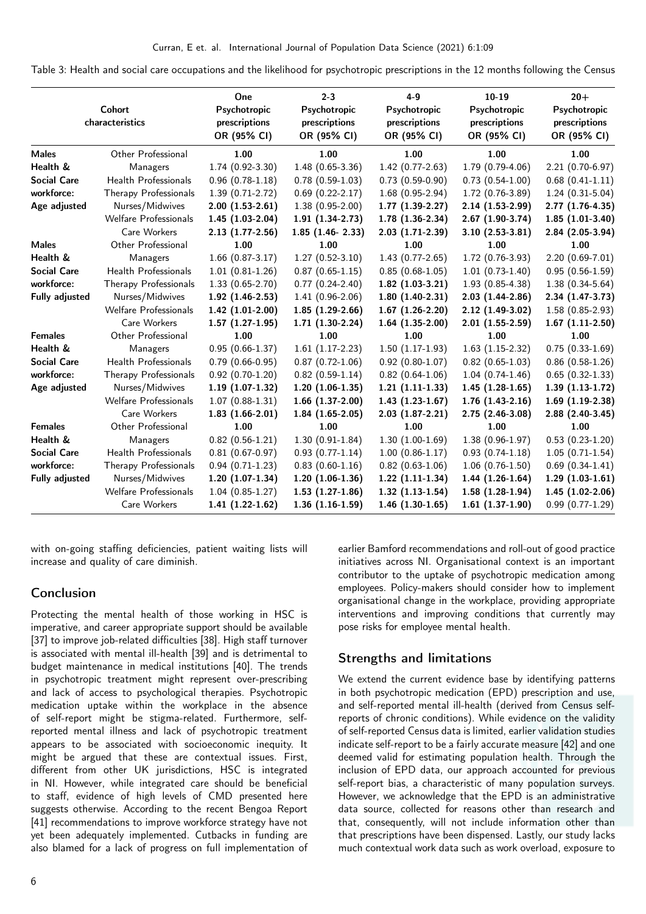Table 3: Health and social care occupations and the likelihood for psychotropic prescriptions in the 12 months following the Census

| Cohort characteristics | | One Psychotropic prescriptions OR (95% CI) | 2-3 Psychotropic prescriptions OR (95% CI) | 4-9 Psychotropic prescriptions OR (95% CI) | 10-19 Psychotropic prescriptions OR (95% CI) | 20+ Psychotropic prescriptions OR (95% CI) |
|---|---|---|---|---|---|---|
| **Males** | Other Professional | **1.00** | **1.00** | **1.00** | **1.00** | **1.00** |
| **Health &** | Managers | 1.74 (0.92-3.30) | 1.48 (0.65-3.36) | 1.42 (0.77-2.63) | 1.79 (0.79-4.06) | 2.21 (0.70-6.97) |
| **Social Care** | Health Professionals | 0.96 (0.78-1.18) | 0.78 (0.59-1.03) | 0.73 (0.59-0.90) | 0.73 (0.54-1.00) | 0.68 (0.41-1.11) |
| **workforce:** | Therapy Professionals | 1.39 (0.71-2.72) | 0.69 (0.22-2.17) | 1.68 (0.95-2.94) | 1.72 (0.76-3.89) | 1.24 (0.31-5.04) |
| **Age adjusted** | Nurses/Midwives | **2.00 (1.53-2.61)** | 1.38 (0.95-2.00) | **1.77 (1.39-2.27)** | **2.14 (1.53-2.99)** | **2.77 (1.76-4.35)** |
| | Welfare Professionals | **1.45 (1.03-2.04)** | **1.91 (1.34-2.73)** | **1.78 (1.36-2.34)** | **2.67 (1.90-3.74)** | **1.85 (1.01-3.40)** |
| | Care Workers | **2.13 (1.77-2.56)** | **1.85 (1.46- 2.33)** | **2.03 (1.71-2.39)** | **3.10 (2.53-3.81)** | **2.84 (2.05-3.94)** |
| **Males** | Other Professional | **1.00** | **1.00** | **1.00** | **1.00** | **1.00** |
| **Health &** | Managers | 1.66 (0.87-3.17) | 1.27 (0.52-3.10) | 1.43 (0.77-2.65) | 1.72 (0.76-3.93) | 2.20 (0.69-7.01) |
| **Social Care** | Health Professionals | 1.01 (0.81-1.26) | 0.87 (0.65-1.15) | 0.85 (0.68-1.05) | 1.01 (0.73-1.40) | 0.95 (0.56-1.59) |
| **workforce:** | Therapy Professionals | 1.33 (0.65-2.70) | 0.77 (0.24-2.40) | **1.82 (1.03-3.21)** | 1.93 (0.85-4.38) | 1.38 (0.34-5.64) |
| **Fully adjusted** | Nurses/Midwives | **1.92 (1.46-2.53)** | 1.41 (0.96-2.06) | **1.80 (1.40-2.31)** | **2.03 (1.44-2.86)** | **2.34 (1.47-3.73)** |
| | Welfare Professionals | **1.42 (1.01-2.00)** | **1.85 (1.29-2.66)** | **1.67 (1.26-2.20)** | **2.12 (1.49-3.02)** | 1.58 (0.85-2.93) |
| | Care Workers | **1.57 (1.27-1.95)** | **1.71 (1.30-2.24)** | **1.64 (1.35-2.00)** | **2.01 (1.55-2.59)** | **1.67 (1.11-2.50)** |
| **Females** | Other Professional | **1.00** | **1.00** | **1.00** | **1.00** | **1.00** |
| **Health &** | Managers | 0.95 (0.66-1.37) | 1.61 (1.17-2.23) | 1.50 (1.17-1.93) | 1.63 (1.15-2.32) | 0.75 (0.33-1.69) |
| **Social Care** | Health Professionals | 0.79 (0.66-0.95) | 0.87 (0.72-1.06) | 0.92 (0.80-1.07) | 0.82 (0.65-1.03) | 0.86 (0.58-1.26) |
| **workforce:** | Therapy Professionals | 0.92 (0.70-1.20) | 0.82 (0.59-1.14) | 0.82 (0.64-1.06) | 1.04 (0.74-1.46) | 0.65 (0.32-1.33) |
| **Age adjusted** | Nurses/Midwives | **1.19 (1.07-1.32)** | **1.20 (1.06-1.35)** | **1.21 (1.11-1.33)** | **1.45 (1.28-1.65)** | **1.39 (1.13-1.72)** |
| | Welfare Professionals | 1.07 (0.88-1.31) | **1.66 (1.37-2.00)** | **1.43 (1.23-1.67)** | **1.76 (1.43-2.16)** | **1.69 (1.19-2.38)** |
| | Care Workers | **1.83 (1.66-2.01)** | **1.84 (1.65-2.05)** | **2.03 (1.87-2.21)** | **2.75 (2.46-3.08)** | **2.88 (2.40-3.45)** |
| **Females** | Other Professional | **1.00** | **1.00** | **1.00** | **1.00** | **1.00** |
| **Health &** | Managers | 0.82 (0.56-1.21) | 1.30 (0.91-1.84) | 1.30 (1.00-1.69) | 1.38 (0.96-1.97) | 0.53 (0.23-1.20) |
| **Social Care** | Health Professionals | 0.81 (0.67-0.97) | 0.93 (0.77-1.14) | 1.00 (0.86-1.17) | 0.93 (0.74-1.18) | 1.05 (0.71-1.54) |
| **workforce:** | Therapy Professionals | 0.94 (0.71-1.23) | 0.83 (0.60-1.16) | 0.82 (0.63-1.06) | 1.06 (0.76-1.50) | 0.69 (0.34-1.41) |
| **Fully adjusted** | Nurses/Midwives | **1.20 (1.07-1.34)** | **1.20 (1.06-1.36)** | **1.22 (1.11-1.34)** | **1.44 (1.26-1.64)** | **1.29 (1.03-1.61)** |
| | Welfare Professionals | 1.04 (0.85-1.27) | **1.53 (1.27-1.86)** | **1.32 (1.13-1.54)** | **1.58 (1.28-1.94)** | **1.45 (1.02-2.06)** |
| | Care Workers | **1.41 (1.22-1.62)** | **1.36 (1.16-1.59)** | **1.46 (1.30-1.65)** | **1.61 (1.37-1.90)** | 0.99 (0.77-1.29) |

with on-going staffing deficiencies, patient waiting lists will increase and quality of care diminish.

## Conclusion

Protecting the mental health of those working in HSC is imperative, and career appropriate support should be available [37] to improve job-related difficulties [38]. High staff turnover is associated with mental ill-health [39] and is detrimental to budget maintenance in medical institutions [40]. The trends in psychotropic treatment might represent over-prescribing and lack of access to psychological therapies. Psychotropic medication uptake within the workplace in the absence of self-report might be stigma-related. Furthermore, self-reported mental illness and lack of psychotropic treatment appears to be associated with socioeconomic inequity. It might be argued that these are contextual issues. First, different from other UK jurisdictions, HSC is integrated in NI. However, while integrated care should be beneficial to staff, evidence of high levels of CMD presented here suggests otherwise. According to the recent Bengoa Report [41] recommendations to improve workforce strategy have not yet been adequately implemented. Cutbacks in funding are also blamed for a lack of progress on full implementation of earlier Bamford recommendations and roll-out of good practice initiatives across NI. Organisational context is an important contributor to the uptake of psychotropic medication among employees. Policy-makers should consider how to implement organisational change in the workplace, providing appropriate interventions and improving conditions that currently may pose risks for employee mental health.

## Strengths and limitations

We extend the current evidence base by identifying patterns in both psychotropic medication (EPD) prescription and use, and self-reported mental ill-health (derived from Census self-reports of chronic conditions). While evidence on the validity of self-reported Census data is limited, earlier validation studies indicate self-report to be a fairly accurate measure [42] and one deemed valid for estimating population health. Through the inclusion of EPD data, our approach accounted for previous self-report bias, a characteristic of many population surveys. However, we acknowledge that the EPD is an administrative data source, collected for reasons other than research and that, consequently, will not include information other than that prescriptions have been dispensed. Lastly, our study lacks much contextual work data such as work overload, exposure to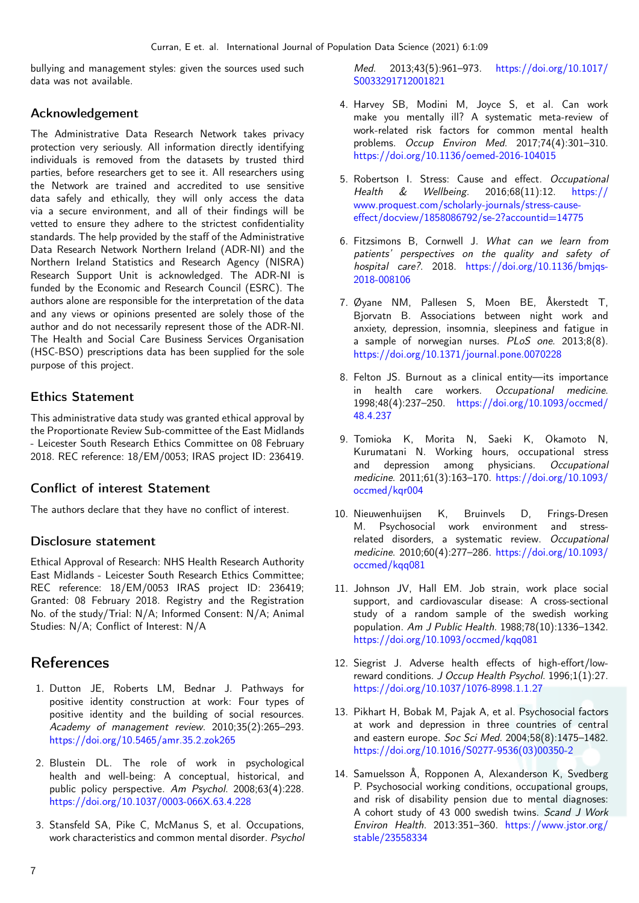bullying and management styles: given the sources used such data was not available.

## Acknowledgement

The Administrative Data Research Network takes privacy protection very seriously. All information directly identifying individuals is removed from the datasets by trusted third parties, before researchers get to see it. All researchers using the Network are trained and accredited to use sensitive data safely and ethically, they will only access the data via a secure environment, and all of their findings will be vetted to ensure they adhere to the strictest confidentiality standards. The help provided by the staff of the Administrative Data Research Network Northern Ireland (ADR-NI) and the Northern Ireland Statistics and Research Agency (NISRA) Research Support Unit is acknowledged. The ADR-NI is funded by the Economic and Research Council (ESRC). The authors alone are responsible for the interpretation of the data and any views or opinions presented are solely those of the author and do not necessarily represent those of the ADR-NI. The Health and Social Care Business Services Organisation (HSC-BSO) prescriptions data has been supplied for the sole purpose of this project.

## Ethics Statement

This administrative data study was granted ethical approval by the Proportionate Review Sub-committee of the East Midlands - Leicester South Research Ethics Committee on 08 February 2018. REC reference: 18/EM/0053; IRAS project ID: 236419.

## Conflict of interest Statement

The authors declare that they have no conflict of interest.

## Disclosure statement

Ethical Approval of Research: NHS Health Research Authority East Midlands - Leicester South Research Ethics Committee; REC reference: 18/EM/0053 IRAS project ID: 236419; Granted: 08 February 2018. Registry and the Registration No. of the study/Trial: N/A; Informed Consent: N/A; Animal Studies: N/A; Conflict of Interest: N/A

# References

1. Dutton JE, Roberts LM, Bednar J. Pathways for positive identity construction at work: Four types of positive identity and the building of social resources. *Academy of management review*. 2010;35(2):265–293. https://doi.org/10.5465/amr.35.2.zok265

2. Blustein DL. The role of work in psychological health and well-being: A conceptual, historical, and public policy perspective. *Am Psychol*. 2008;63(4):228. https://doi.org/10.1037/0003-066X.63.4.228

3. Stansfeld SA, Pike C, McManus S, et al. Occupations, work characteristics and common mental disorder. *Psychol Med*. 2013;43(5):961–973. https://doi.org/10.1017/S0033291712001821

4. Harvey SB, Modini M, Joyce S, et al. Can work make you mentally ill? A systematic meta-review of work-related risk factors for common mental health problems. *Occup Environ Med*. 2017;74(4):301–310. https://doi.org/10.1136/oemed-2016-104015

5. Robertson I. Stress: Cause and effect. *Occupational Health & Wellbeing*. 2016;68(11):12. https://www.proquest.com/scholarly-journals/stress-cause-effect/docview/1858086792/se-2?accountid=14775

6. Fitzsimons B, Cornwell J. *What can we learn from patients' perspectives on the quality and safety of hospital care?*. 2018. https://doi.org/10.1136/bmjqs-2018-008106

7. Øyane NM, Pallesen S, Moen BE, Åkerstedt T, Bjorvatn B. Associations between night work and anxiety, depression, insomnia, sleepiness and fatigue in a sample of norwegian nurses. *PLoS one*. 2013;8(8). https://doi.org/10.1371/journal.pone.0070228

8. Felton JS. Burnout as a clinical entity—its importance in health care workers. *Occupational medicine*. 1998;48(4):237–250. https://doi.org/10.1093/occmed/48.4.237

9. Tomioka K, Morita N, Saeki K, Okamoto N, Kurumatani N. Working hours, occupational stress and depression among physicians. *Occupational medicine*. 2011;61(3):163–170. https://doi.org/10.1093/occmed/kqr004

10. Nieuwenhuijsen K, Bruinvels D, Frings-Dresen M. Psychosocial work environment and stress-related disorders, a systematic review. *Occupational medicine*. 2010;60(4):277–286. https://doi.org/10.1093/occmed/kqq081

11. Johnson JV, Hall EM. Job strain, work place social support, and cardiovascular disease: A cross-sectional study of a random sample of the swedish working population. *Am J Public Health*. 1988;78(10):1336–1342. https://doi.org/10.1093/occmed/kqq081

12. Siegrist J. Adverse health effects of high-effort/low-reward conditions. *J Occup Health Psychol*. 1996;1(1):27. https://doi.org/10.1037/1076-8998.1.1.27

13. Pikhart H, Bobak M, Pajak A, et al. Psychosocial factors at work and depression in three countries of central and eastern europe. *Soc Sci Med*. 2004;58(8):1475–1482. https://doi.org/10.1016/S0277-9536(03)00350-2

14. Samuelsson Å, Ropponen A, Alexanderson K, Svedberg P. Psychosocial working conditions, occupational groups, and risk of disability pension due to mental diagnoses: A cohort study of 43 000 swedish twins. *Scand J Work Environ Health*. 2013:351–360. https://www.jstor.org/stable/23558334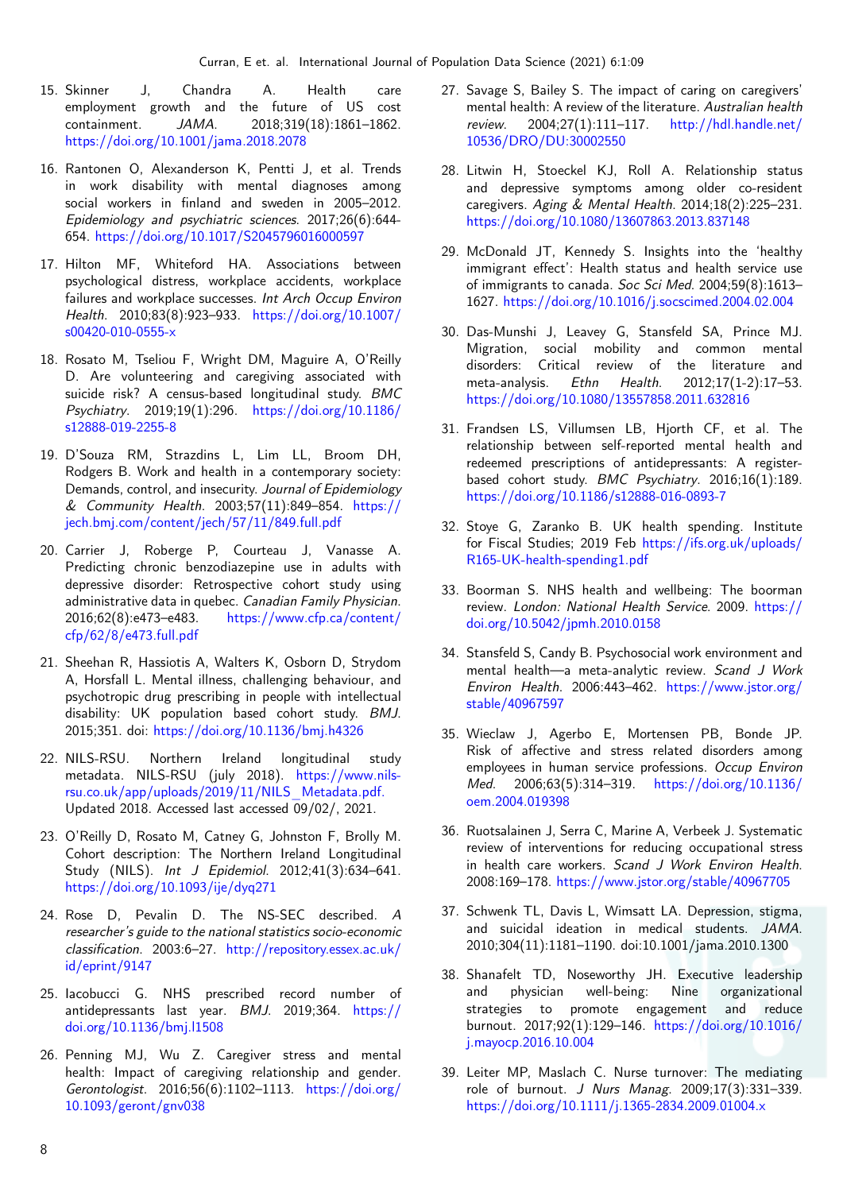15. Skinner J, Chandra A. Health care employment growth and the future of US cost containment. *JAMA*. 2018;319(18):1861–1862. https://doi.org/10.1001/jama.2018.2078

16. Rantonen O, Alexanderson K, Pentti J, et al. Trends in work disability with mental diagnoses among social workers in finland and sweden in 2005–2012. *Epidemiology and psychiatric sciences*. 2017;26(6):644-654. https://doi.org/10.1017/S2045796016000597

17. Hilton MF, Whiteford HA. Associations between psychological distress, workplace accidents, workplace failures and workplace successes. *Int Arch Occup Environ Health*. 2010;83(8):923–933. https://doi.org/10.1007/s00420-010-0555-x

18. Rosato M, Tseliou F, Wright DM, Maguire A, O'Reilly D. Are volunteering and caregiving associated with suicide risk? A census-based longitudinal study. *BMC Psychiatry*. 2019;19(1):296. https://doi.org/10.1186/s12888-019-2255-8

19. D'Souza RM, Strazdins L, Lim LL, Broom DH, Rodgers B. Work and health in a contemporary society: Demands, control, and insecurity. *Journal of Epidemiology & Community Health*. 2003;57(11):849–854. https://jech.bmj.com/content/jech/57/11/849.full.pdf

20. Carrier J, Roberge P, Courteau J, Vanasse A. Predicting chronic benzodiazepine use in adults with depressive disorder: Retrospective cohort study using administrative data in quebec. *Canadian Family Physician*. 2016;62(8):e473–e483. https://www.cfp.ca/content/cfp/62/8/e473.full.pdf

21. Sheehan R, Hassiotis A, Walters K, Osborn D, Strydom A, Horsfall L. Mental illness, challenging behaviour, and psychotropic drug prescribing in people with intellectual disability: UK population based cohort study. *BMJ*. 2015;351. doi: https://doi.org/10.1136/bmj.h4326

22. NILS-RSU. Northern Ireland longitudinal study metadata. NILS-RSU (july 2018). https://www.nils-rsu.co.uk/app/uploads/2019/11/NILS_Metadata.pdf. Updated 2018. Accessed last accessed 09/02/, 2021.

23. O'Reilly D, Rosato M, Catney G, Johnston F, Brolly M. Cohort description: The Northern Ireland Longitudinal Study (NILS). *Int J Epidemiol*. 2012;41(3):634–641. https://doi.org/10.1093/ije/dyq271

24. Rose D, Pevalin D. The NS-SEC described. *A researcher's guide to the national statistics socio-economic classification*. 2003:6–27. http://repository.essex.ac.uk/id/eprint/9147

25. Iacobucci G. NHS prescribed record number of antidepressants last year. *BMJ*. 2019;364. https://doi.org/10.1136/bmj.l1508

26. Penning MJ, Wu Z. Caregiver stress and mental health: Impact of caregiving relationship and gender. *Gerontologist*. 2016;56(6):1102–1113. https://doi.org/10.1093/geront/gnv038

27. Savage S, Bailey S. The impact of caring on caregivers' mental health: A review of the literature. *Australian health review*. 2004;27(1):111–117. http://hdl.handle.net/10536/DRO/DU:30002550

28. Litwin H, Stoeckel KJ, Roll A. Relationship status and depressive symptoms among older co-resident caregivers. *Aging & Mental Health*. 2014;18(2):225–231. https://doi.org/10.1080/13607863.2013.837148

29. McDonald JT, Kennedy S. Insights into the 'healthy immigrant effect': Health status and health service use of immigrants to canada. *Soc Sci Med*. 2004;59(8):1613–1627. https://doi.org/10.1016/j.socscimed.2004.02.004

30. Das-Munshi J, Leavey G, Stansfeld SA, Prince MJ. Migration, social mobility and common mental disorders: Critical review of the literature and meta-analysis. *Ethn Health*. 2012;17(1-2):17–53. https://doi.org/10.1080/13557858.2011.632816

31. Frandsen LS, Villumsen LB, Hjorth CF, et al. The relationship between self-reported mental health and redeemed prescriptions of antidepressants: A register-based cohort study. *BMC Psychiatry*. 2016;16(1):189. https://doi.org/10.1186/s12888-016-0893-7

32. Stoye G, Zaranko B. UK health spending. Institute for Fiscal Studies; 2019 Feb https://ifs.org.uk/uploads/R165-UK-health-spending1.pdf

33. Boorman S. NHS health and wellbeing: The boorman review. *London: National Health Service*. 2009. https://doi.org/10.5042/jpmh.2010.0158

34. Stansfeld S, Candy B. Psychosocial work environment and mental health—a meta-analytic review. *Scand J Work Environ Health*. 2006:443–462. https://www.jstor.org/stable/40967597

35. Wieclaw J, Agerbo E, Mortensen PB, Bonde JP. Risk of affective and stress related disorders among employees in human service professions. *Occup Environ Med*. 2006;63(5):314–319. https://doi.org/10.1136/oem.2004.019398

36. Ruotsalainen J, Serra C, Marine A, Verbeek J. Systematic review of interventions for reducing occupational stress in health care workers. *Scand J Work Environ Health*. 2008:169–178. https://www.jstor.org/stable/40967705

37. Schwenk TL, Davis L, Wimsatt LA. Depression, stigma, and suicidal ideation in medical students. *JAMA*. 2010;304(11):1181–1190. doi:10.1001/jama.2010.1300

38. Shanafelt TD, Noseworthy JH. Executive leadership and physician well-being: Nine organizational strategies to promote engagement and reduce burnout. 2017;92(1):129–146. https://doi.org/10.1016/j.mayocp.2016.10.004

39. Leiter MP, Maslach C. Nurse turnover: The mediating role of burnout. *J Nurs Manag*. 2009;17(3):331–339. https://doi.org/10.1111/j.1365-2834.2009.01004.x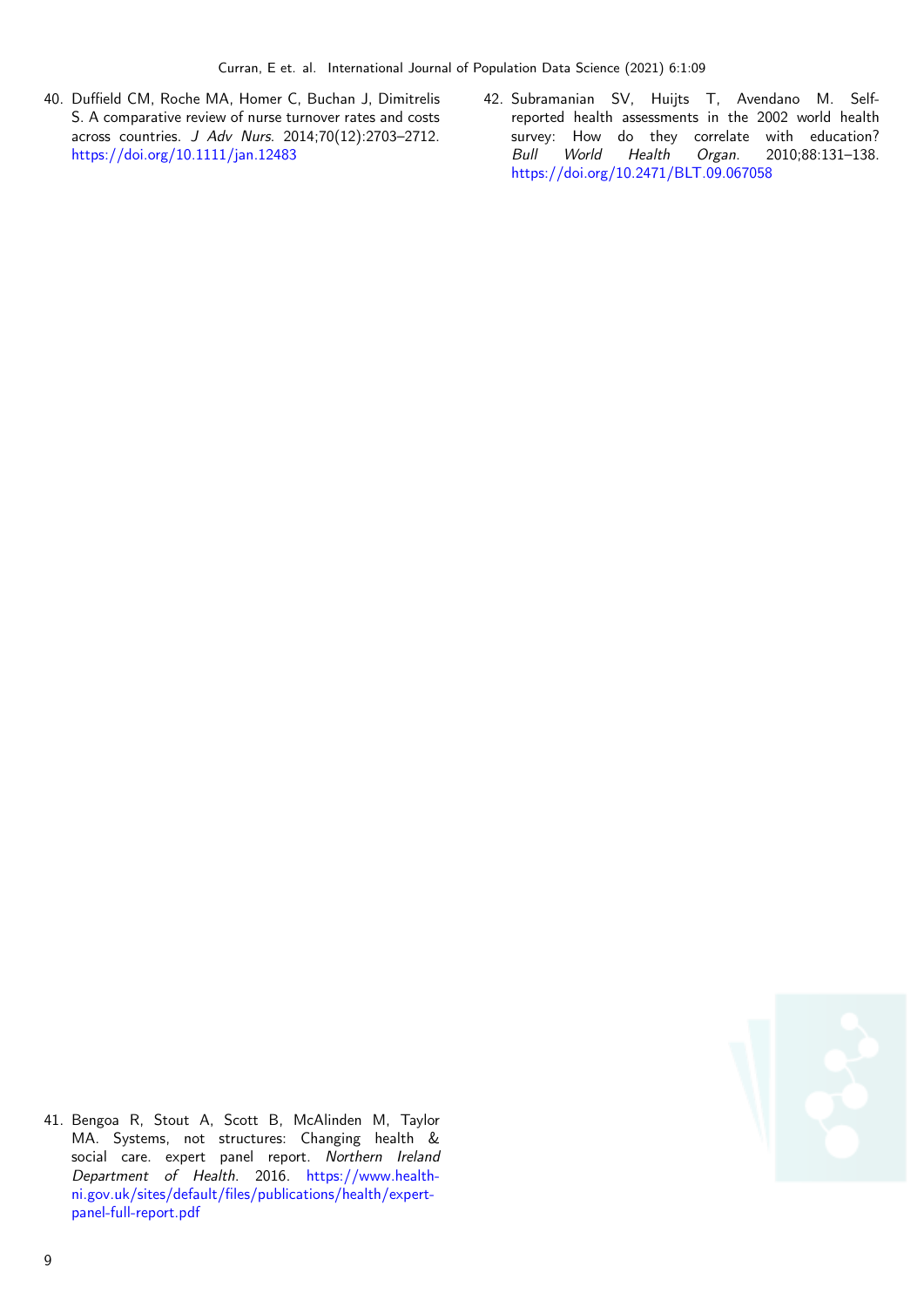40. Duffield CM, Roche MA, Homer C, Buchan J, Dimitrelis S. A comparative review of nurse turnover rates and costs across countries. *J Adv Nurs*. 2014;70(12):2703–2712. https://doi.org/10.1111/jan.12483

41. Bengoa R, Stout A, Scott B, McAlinden M, Taylor MA. Systems, not structures: Changing health & social care. expert panel report. *Northern Ireland Department of Health*. 2016. https://www.health-ni.gov.uk/sites/default/files/publications/health/expert-panel-full-report.pdf

42. Subramanian SV, Huijts T, Avendano M. Self-reported health assessments in the 2002 world health survey: How do they correlate with education? *Bull World Health Organ*. 2010;88:131–138. https://doi.org/10.2471/BLT.09.067058